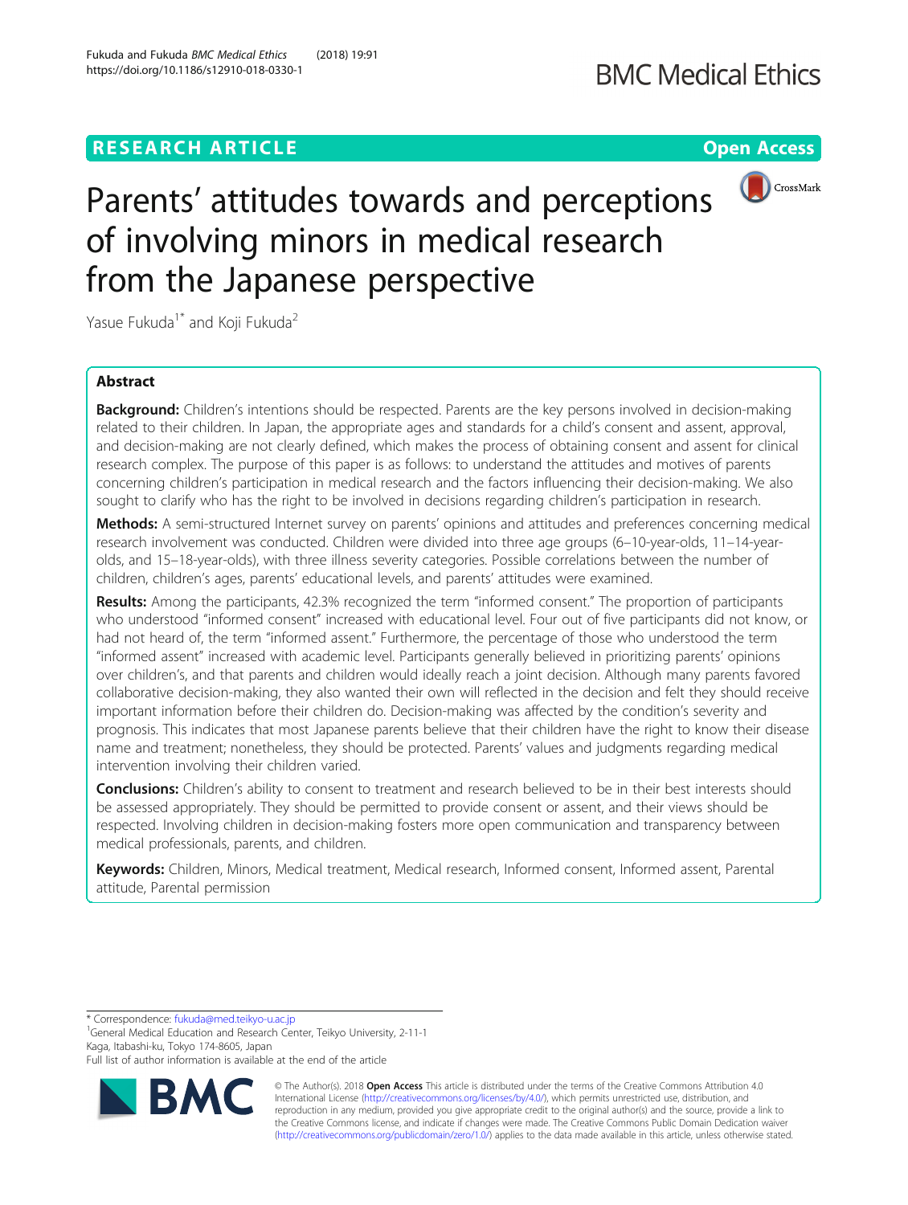**RESEARCH ARTICLE** **Open Access**

# Parents' attitudes towards and perceptions of involving minors in medical research from the Japanese perspective

Yasue Fukuda[1*] and Koji Fukuda[2]

## Abstract

**Background:** Children's intentions should be respected. Parents are the key persons involved in decision-making related to their children. In Japan, the appropriate ages and standards for a child's consent and assent, approval, and decision-making are not clearly defined, which makes the process of obtaining consent and assent for clinical research complex. The purpose of this paper is as follows: to understand the attitudes and motives of parents concerning children's participation in medical research and the factors influencing their decision-making. We also sought to clarify who has the right to be involved in decisions regarding children's participation in research.

**Methods:** A semi-structured Internet survey on parents' opinions and attitudes and preferences concerning medical research involvement was conducted. Children were divided into three age groups (6–10-year-olds, 11–14-year-olds, and 15–18-year-olds), with three illness severity categories. Possible correlations between the number of children, children's ages, parents' educational levels, and parents' attitudes were examined.

**Results:** Among the participants, 42.3% recognized the term "informed consent." The proportion of participants who understood "informed consent" increased with educational level. Four out of five participants did not know, or had not heard of, the term "informed assent." Furthermore, the percentage of those who understood the term "informed assent" increased with academic level. Participants generally believed in prioritizing parents' opinions over children's, and that parents and children would ideally reach a joint decision. Although many parents favored collaborative decision-making, they also wanted their own will reflected in the decision and felt they should receive important information before their children do. Decision-making was affected by the condition's severity and prognosis. This indicates that most Japanese parents believe that their children have the right to know their disease name and treatment; nonetheless, they should be protected. Parents' values and judgments regarding medical intervention involving their children varied.

**Conclusions:** Children's ability to consent to treatment and research believed to be in their best interests should be assessed appropriately. They should be permitted to provide consent or assent, and their views should be respected. Involving children in decision-making fosters more open communication and transparency between medical professionals, parents, and children.

**Keywords:** Children, Minors, Medical treatment, Medical research, Informed consent, Informed assent, Parental attitude, Parental permission

---

\* Correspondence: fukuda@med.teikyo-u.ac.jp

[1]General Medical Education and Research Center, Teikyo University, 2-11-1 Kaga, Itabashi-ku, Tokyo 174-8605, Japan

Full list of author information is available at the end of the article

© The Author(s). 2018 **Open Access** This article is distributed under the terms of the Creative Commons Attribution 4.0 International License (http://creativecommons.org/licenses/by/4.0/), which permits unrestricted use, distribution, and reproduction in any medium, provided you give appropriate credit to the original author(s) and the source, provide a link to the Creative Commons license, and indicate if changes were made. The Creative Commons Public Domain Dedication waiver (http://creativecommons.org/publicdomain/zero/1.0/) applies to the data made available in this article, unless otherwise stated.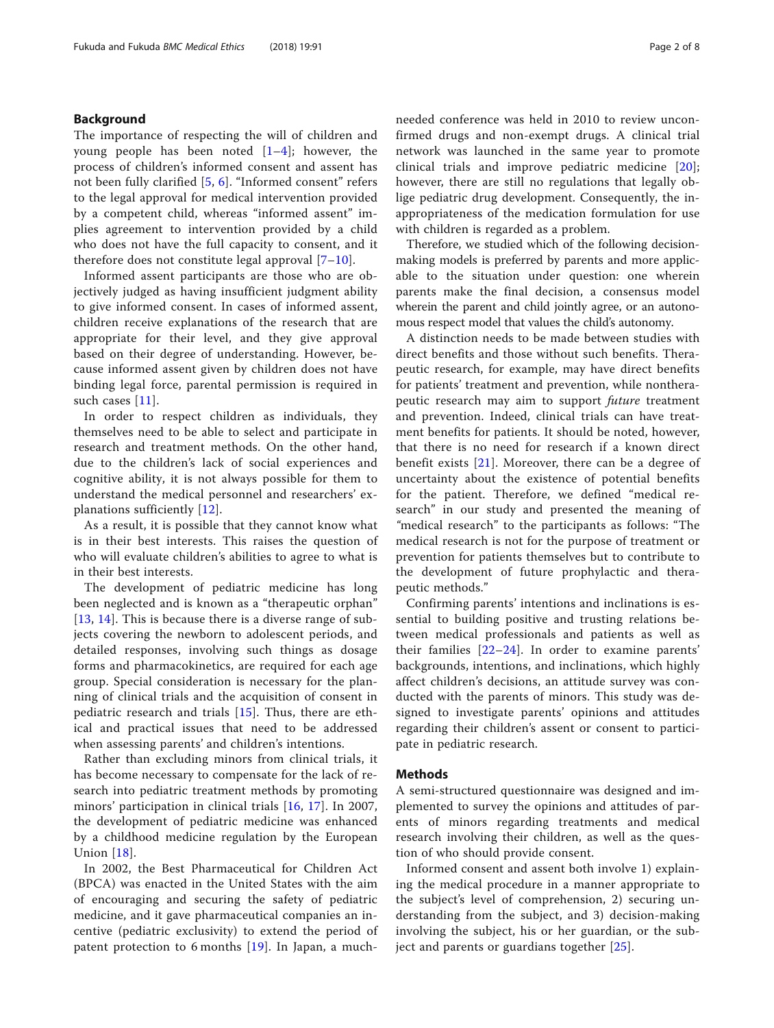## Background

The importance of respecting the will of children and young people has been noted [1–4]; however, the process of children's informed consent and assent has not been fully clarified [5, 6]. "Informed consent" refers to the legal approval for medical intervention provided by a competent child, whereas "informed assent" implies agreement to intervention provided by a child who does not have the full capacity to consent, and it therefore does not constitute legal approval [7–10].

Informed assent participants are those who are objectively judged as having insufficient judgment ability to give informed consent. In cases of informed assent, children receive explanations of the research that are appropriate for their level, and they give approval based on their degree of understanding. However, because informed assent given by children does not have binding legal force, parental permission is required in such cases [11].

In order to respect children as individuals, they themselves need to be able to select and participate in research and treatment methods. On the other hand, due to the children's lack of social experiences and cognitive ability, it is not always possible for them to understand the medical personnel and researchers' explanations sufficiently [12].

As a result, it is possible that they cannot know what is in their best interests. This raises the question of who will evaluate children's abilities to agree to what is in their best interests.

The development of pediatric medicine has long been neglected and is known as a "therapeutic orphan" [13, 14]. This is because there is a diverse range of subjects covering the newborn to adolescent periods, and detailed responses, involving such things as dosage forms and pharmacokinetics, are required for each age group. Special consideration is necessary for the planning of clinical trials and the acquisition of consent in pediatric research and trials [15]. Thus, there are ethical and practical issues that need to be addressed when assessing parents' and children's intentions.

Rather than excluding minors from clinical trials, it has become necessary to compensate for the lack of research into pediatric treatment methods by promoting minors' participation in clinical trials [16, 17]. In 2007, the development of pediatric medicine was enhanced by a childhood medicine regulation by the European Union [18].

In 2002, the Best Pharmaceutical for Children Act (BPCA) was enacted in the United States with the aim of encouraging and securing the safety of pediatric medicine, and it gave pharmaceutical companies an incentive (pediatric exclusivity) to extend the period of patent protection to 6 months [19]. In Japan, a much-needed conference was held in 2010 to review unconfirmed drugs and non-exempt drugs. A clinical trial network was launched in the same year to promote clinical trials and improve pediatric medicine [20]; however, there are still no regulations that legally oblige pediatric drug development. Consequently, the inappropriateness of the medication formulation for use with children is regarded as a problem.

Therefore, we studied which of the following decision-making models is preferred by parents and more applicable to the situation under question: one wherein parents make the final decision, a consensus model wherein the parent and child jointly agree, or an autonomous respect model that values the child's autonomy.

A distinction needs to be made between studies with direct benefits and those without such benefits. Therapeutic research, for example, may have direct benefits for patients' treatment and prevention, while nontherapeutic research may aim to support *future* treatment and prevention. Indeed, clinical trials can have treatment benefits for patients. It should be noted, however, that there is no need for research if a known direct benefit exists [21]. Moreover, there can be a degree of uncertainty about the existence of potential benefits for the patient. Therefore, we defined "medical research" in our study and presented the meaning of "medical research" to the participants as follows: "The medical research is not for the purpose of treatment or prevention for patients themselves but to contribute to the development of future prophylactic and therapeutic methods."

Confirming parents' intentions and inclinations is essential to building positive and trusting relations between medical professionals and patients as well as their families [22–24]. In order to examine parents' backgrounds, intentions, and inclinations, which highly affect children's decisions, an attitude survey was conducted with the parents of minors. This study was designed to investigate parents' opinions and attitudes regarding their children's assent or consent to participate in pediatric research.

## Methods

A semi-structured questionnaire was designed and implemented to survey the opinions and attitudes of parents of minors regarding treatments and medical research involving their children, as well as the question of who should provide consent.

Informed consent and assent both involve 1) explaining the medical procedure in a manner appropriate to the subject's level of comprehension, 2) securing understanding from the subject, and 3) decision-making involving the subject, his or her guardian, or the subject and parents or guardians together [25].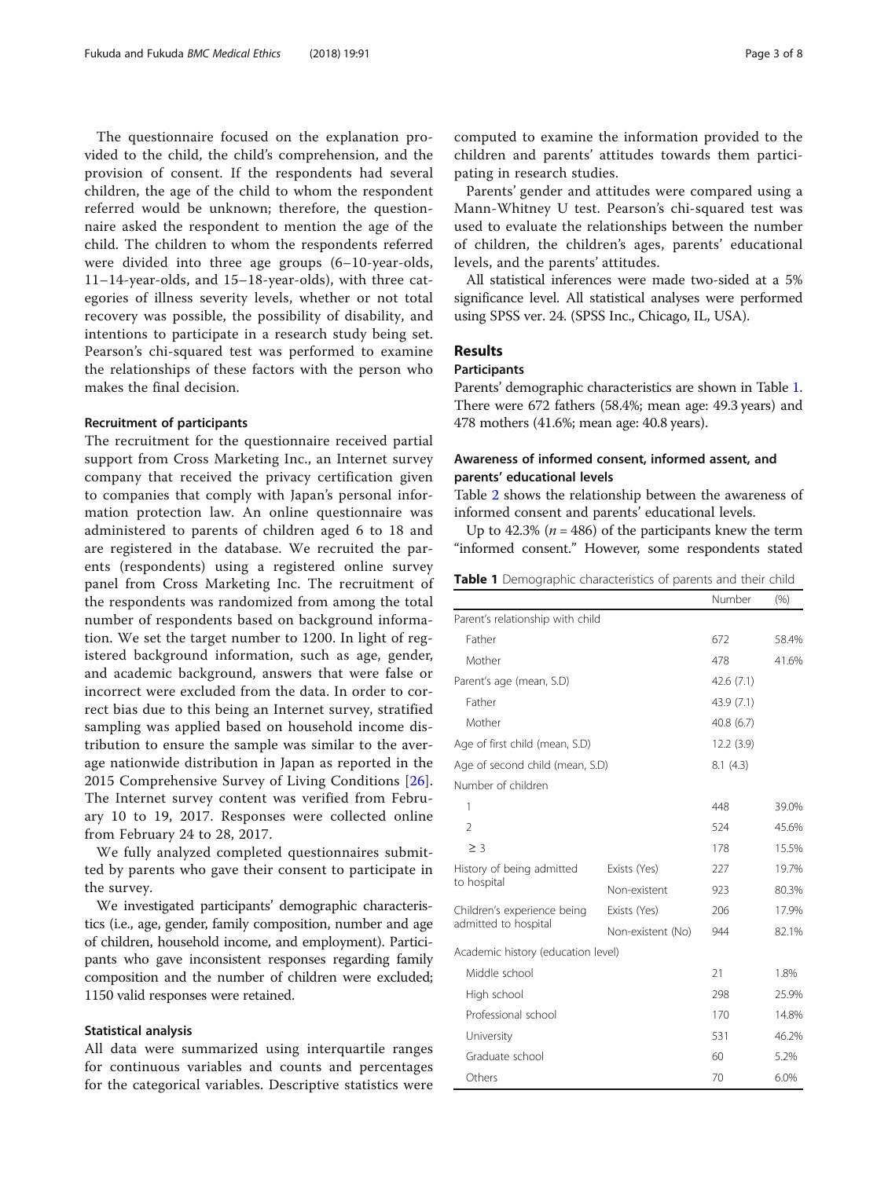The questionnaire focused on the explanation provided to the child, the child's comprehension, and the provision of consent. If the respondents had several children, the age of the child to whom the respondent referred would be unknown; therefore, the questionnaire asked the respondent to mention the age of the child. The children to whom the respondents referred were divided into three age groups (6–10-year-olds, 11–14-year-olds, and 15–18-year-olds), with three categories of illness severity levels, whether or not total recovery was possible, the possibility of disability, and intentions to participate in a research study being set. Pearson's chi-squared test was performed to examine the relationships of these factors with the person who makes the final decision.

### Recruitment of participants

The recruitment for the questionnaire received partial support from Cross Marketing Inc., an Internet survey company that received the privacy certification given to companies that comply with Japan's personal information protection law. An online questionnaire was administered to parents of children aged 6 to 18 and are registered in the database. We recruited the parents (respondents) using a registered online survey panel from Cross Marketing Inc. The recruitment of the respondents was randomized from among the total number of respondents based on background information. We set the target number to 1200. In light of registered background information, such as age, gender, and academic background, answers that were false or incorrect were excluded from the data. In order to correct bias due to this being an Internet survey, stratified sampling was applied based on household income distribution to ensure the sample was similar to the average nationwide distribution in Japan as reported in the 2015 Comprehensive Survey of Living Conditions [26]. The Internet survey content was verified from February 10 to 19, 2017. Responses were collected online from February 24 to 28, 2017.

We fully analyzed completed questionnaires submitted by parents who gave their consent to participate in the survey.

We investigated participants' demographic characteristics (i.e., age, gender, family composition, number and age of children, household income, and employment). Participants who gave inconsistent responses regarding family composition and the number of children were excluded; 1150 valid responses were retained.

### Statistical analysis

All data were summarized using interquartile ranges for continuous variables and counts and percentages for the categorical variables. Descriptive statistics were computed to examine the information provided to the children and parents' attitudes towards them participating in research studies.

Parents' gender and attitudes were compared using a Mann-Whitney U test. Pearson's chi-squared test was used to evaluate the relationships between the number of children, the children's ages, parents' educational levels, and the parents' attitudes.

All statistical inferences were made two-sided at a 5% significance level. All statistical analyses were performed using SPSS ver. 24. (SPSS Inc., Chicago, IL, USA).

## Results

### Participants

Parents' demographic characteristics are shown in Table 1. There were 672 fathers (58.4%; mean age: 49.3 years) and 478 mothers (41.6%; mean age: 40.8 years).

### Awareness of informed consent, informed assent, and parents' educational levels

Table 2 shows the relationship between the awareness of informed consent and parents' educational levels.

Up to 42.3% ($n = 486$) of the participants knew the term "informed consent." However, some respondents stated

**Table 1** Demographic characteristics of parents and their child

| | | Number | (%) |
|---|---|---|---|
| Parent's relationship with child | | | |
| Father | | 672 | 58.4% |
| Mother | | 478 | 41.6% |
| Parent's age (mean, S.D) | | 42.6 (7.1) | |
| Father | | 43.9 (7.1) | |
| Mother | | 40.8 (6.7) | |
| Age of first child (mean, S.D) | | 12.2 (3.9) | |
| Age of second child (mean, S.D) | | 8.1 (4.3) | |
| Number of children | | | |
| 1 | | 448 | 39.0% |
| 2 | | 524 | 45.6% |
| ≥ 3 | | 178 | 15.5% |
| History of being admitted to hospital | Exists (Yes) | 227 | 19.7% |
| | Non-existent | 923 | 80.3% |
| Children's experience being admitted to hospital | Exists (Yes) | 206 | 17.9% |
| | Non-existent (No) | 944 | 82.1% |
| Academic history (education level) | | | |
| Middle school | | 21 | 1.8% |
| High school | | 298 | 25.9% |
| Professional school | | 170 | 14.8% |
| University | | 531 | 46.2% |
| Graduate school | | 60 | 5.2% |
| Others | | 70 | 6.0% |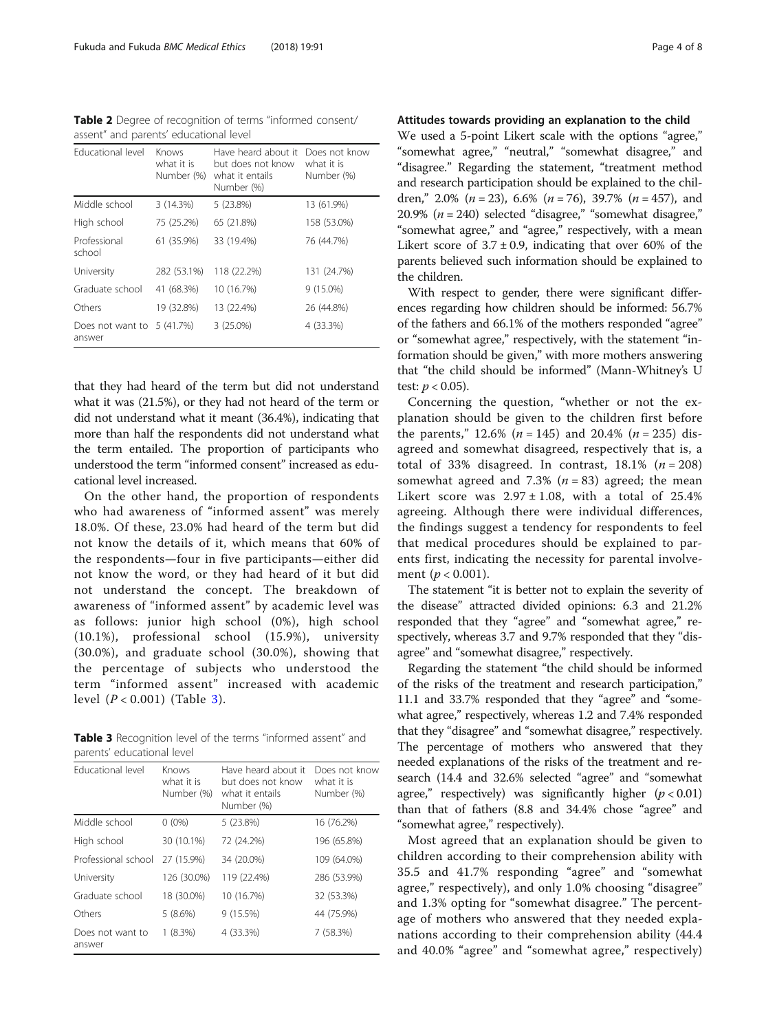**Table 2** Degree of recognition of terms "informed consent/ assent" and parents' educational level

| Educational level | Knows what it is Number (%) | Have heard about it but does not know what it entails Number (%) | Does not know what it is Number (%) |
|---|---|---|---|
| Middle school | 3 (14.3%) | 5 (23.8%) | 13 (61.9%) |
| High school | 75 (25.2%) | 65 (21.8%) | 158 (53.0%) |
| Professional school | 61 (35.9%) | 33 (19.4%) | 76 (44.7%) |
| University | 282 (53.1%) | 118 (22.2%) | 131 (24.7%) |
| Graduate school | 41 (68.3%) | 10 (16.7%) | 9 (15.0%) |
| Others | 19 (32.8%) | 13 (22.4%) | 26 (44.8%) |
| Does not want to answer | 5 (41.7%) | 3 (25.0%) | 4 (33.3%) |

that they had heard of the term but did not understand what it was (21.5%), or they had not heard of the term or did not understand what it meant (36.4%), indicating that more than half the respondents did not understand what the term entailed. The proportion of participants who understood the term "informed consent" increased as educational level increased.

On the other hand, the proportion of respondents who had awareness of "informed assent" was merely 18.0%. Of these, 23.0% had heard of the term but did not know the details of it, which means that 60% of the respondents—four in five participants—either did not know the word, or they had heard of it but did not understand the concept. The breakdown of awareness of "informed assent" by academic level was as follows: junior high school (0%), high school (10.1%), professional school (15.9%), university (30.0%), and graduate school (30.0%), showing that the percentage of subjects who understood the term "informed assent" increased with academic level ($P < 0.001$) (Table 3).

**Table 3** Recognition level of the terms "informed assent" and parents' educational level

| Educational level | Knows what it is Number (%) | Have heard about it but does not know what it entails Number (%) | Does not know what it is Number (%) |
|---|---|---|---|
| Middle school | 0 (0%) | 5 (23.8%) | 16 (76.2%) |
| High school | 30 (10.1%) | 72 (24.2%) | 196 (65.8%) |
| Professional school | 27 (15.9%) | 34 (20.0%) | 109 (64.0%) |
| University | 126 (30.0%) | 119 (22.4%) | 286 (53.9%) |
| Graduate school | 18 (30.0%) | 10 (16.7%) | 32 (53.3%) |
| Others | 5 (8.6%) | 9 (15.5%) | 44 (75.9%) |
| Does not want to answer | 1 (8.3%) | 4 (33.3%) | 7 (58.3%) |

### Attitudes towards providing an explanation to the child

We used a 5-point Likert scale with the options "agree," "somewhat agree," "neutral," "somewhat disagree," and "disagree." Regarding the statement, "treatment method and research participation should be explained to the children," 2.0% ($n = 23$), 6.6% ($n = 76$), 39.7% ($n = 457$), and 20.9% ($n = 240$) selected "disagree," "somewhat disagree," "somewhat agree," and "agree," respectively, with a mean Likert score of $3.7 \pm 0.9$, indicating that over 60% of the parents believed such information should be explained to the children.

With respect to gender, there were significant differences regarding how children should be informed: 56.7% of the fathers and 66.1% of the mothers responded "agree" or "somewhat agree," respectively, with the statement "information should be given," with more mothers answering that "the child should be informed" (Mann-Whitney's U test: $p < 0.05$).

Concerning the question, "whether or not the explanation should be given to the children first before the parents," 12.6% ($n = 145$) and 20.4% ($n = 235$) disagreed and somewhat disagreed, respectively that is, a total of 33% disagreed. In contrast, 18.1% ($n = 208$) somewhat agreed and 7.3% ($n = 83$) agreed; the mean Likert score was $2.97 \pm 1.08$, with a total of 25.4% agreeing. Although there were individual differences, the findings suggest a tendency for respondents to feel that medical procedures should be explained to parents first, indicating the necessity for parental involvement ($p < 0.001$).

The statement "it is better not to explain the severity of the disease" attracted divided opinions: 6.3 and 21.2% responded that they "agree" and "somewhat agree," respectively, whereas 3.7 and 9.7% responded that they "disagree" and "somewhat disagree," respectively.

Regarding the statement "the child should be informed of the risks of the treatment and research participation," 11.1 and 33.7% responded that they "agree" and "somewhat agree," respectively, whereas 1.2 and 7.4% responded that they "disagree" and "somewhat disagree," respectively. The percentage of mothers who answered that they needed explanations of the risks of the treatment and research (14.4 and 32.6% selected "agree" and "somewhat agree," respectively) was significantly higher ($p < 0.01$) than that of fathers (8.8 and 34.4% chose "agree" and "somewhat agree," respectively).

Most agreed that an explanation should be given to children according to their comprehension ability with 35.5 and 41.7% responding "agree" and "somewhat agree," respectively), and only 1.0% choosing "disagree" and 1.3% opting for "somewhat disagree." The percentage of mothers who answered that they needed explanations according to their comprehension ability (44.4 and 40.0% "agree" and "somewhat agree," respectively)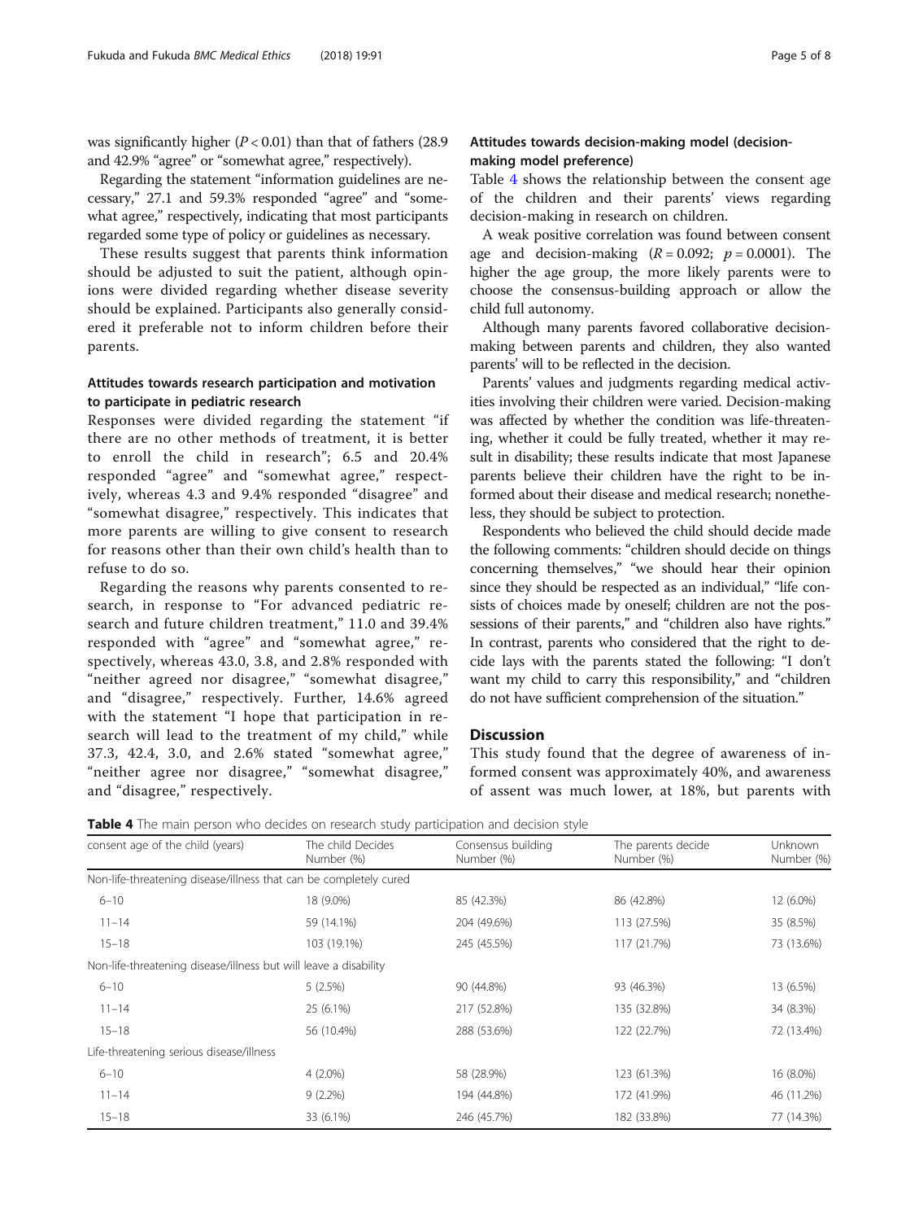was significantly higher ($P < 0.01$) than that of fathers (28.9 and 42.9% "agree" or "somewhat agree," respectively).

Regarding the statement "information guidelines are necessary," 27.1 and 59.3% responded "agree" and "somewhat agree," respectively, indicating that most participants regarded some type of policy or guidelines as necessary.

These results suggest that parents think information should be adjusted to suit the patient, although opinions were divided regarding whether disease severity should be explained. Participants also generally considered it preferable not to inform children before their parents.

### Attitudes towards research participation and motivation to participate in pediatric research

Responses were divided regarding the statement "if there are no other methods of treatment, it is better to enroll the child in research"; 6.5 and 20.4% responded "agree" and "somewhat agree," respectively, whereas 4.3 and 9.4% responded "disagree" and "somewhat disagree," respectively. This indicates that more parents are willing to give consent to research for reasons other than their own child's health than to refuse to do so.

Regarding the reasons why parents consented to research, in response to "For advanced pediatric research and future children treatment," 11.0 and 39.4% responded with "agree" and "somewhat agree," respectively, whereas 43.0, 3.8, and 2.8% responded with "neither agreed nor disagree," "somewhat disagree," and "disagree," respectively. Further, 14.6% agreed with the statement "I hope that participation in research will lead to the treatment of my child," while 37.3, 42.4, 3.0, and 2.6% stated "somewhat agree," "neither agree nor disagree," "somewhat disagree," and "disagree," respectively.

### Attitudes towards decision-making model (decision-making model preference)

Table 4 shows the relationship between the consent age of the children and their parents' views regarding decision-making in research on children.

A weak positive correlation was found between consent age and decision-making ($R = 0.092$; $p = 0.0001$). The higher the age group, the more likely parents were to choose the consensus-building approach or allow the child full autonomy.

Although many parents favored collaborative decision-making between parents and children, they also wanted parents' will to be reflected in the decision.

Parents' values and judgments regarding medical activities involving their children were varied. Decision-making was affected by whether the condition was life-threatening, whether it could be fully treated, whether it may result in disability; these results indicate that most Japanese parents believe their children have the right to be informed about their disease and medical research; nonetheless, they should be subject to protection.

Respondents who believed the child should decide made the following comments: "children should decide on things concerning themselves," "we should hear their opinion since they should be respected as an individual," "life consists of choices made by oneself; children are not the possessions of their parents," and "children also have rights." In contrast, parents who considered that the right to decide lays with the parents stated the following: "I don't want my child to carry this responsibility," and "children do not have sufficient comprehension of the situation."

## Discussion

This study found that the degree of awareness of informed consent was approximately 40%, and awareness of assent was much lower, at 18%, but parents with

**Table 4** The main person who decides on research study participation and decision style

| consent age of the child (years) | The child Decides Number (%) | Consensus building Number (%) | The parents decide Number (%) | Unknown Number (%) |
|---|---|---|---|---|
| Non-life-threatening disease/illness that can be completely cured | | | | |
| 6–10 | 18 (9.0%) | 85 (42.3%) | 86 (42.8%) | 12 (6.0%) |
| 11–14 | 59 (14.1%) | 204 (49.6%) | 113 (27.5%) | 35 (8.5%) |
| 15–18 | 103 (19.1%) | 245 (45.5%) | 117 (21.7%) | 73 (13.6%) |
| Non-life-threatening disease/illness but will leave a disability | | | | |
| 6–10 | 5 (2.5%) | 90 (44.8%) | 93 (46.3%) | 13 (6.5%) |
| 11–14 | 25 (6.1%) | 217 (52.8%) | 135 (32.8%) | 34 (8.3%) |
| 15–18 | 56 (10.4%) | 288 (53.6%) | 122 (22.7%) | 72 (13.4%) |
| Life-threatening serious disease/illness | | | | |
| 6–10 | 4 (2.0%) | 58 (28.9%) | 123 (61.3%) | 16 (8.0%) |
| 11–14 | 9 (2.2%) | 194 (44.8%) | 172 (41.9%) | 46 (11.2%) |
| 15–18 | 33 (6.1%) | 246 (45.7%) | 182 (33.8%) | 77 (14.3%) |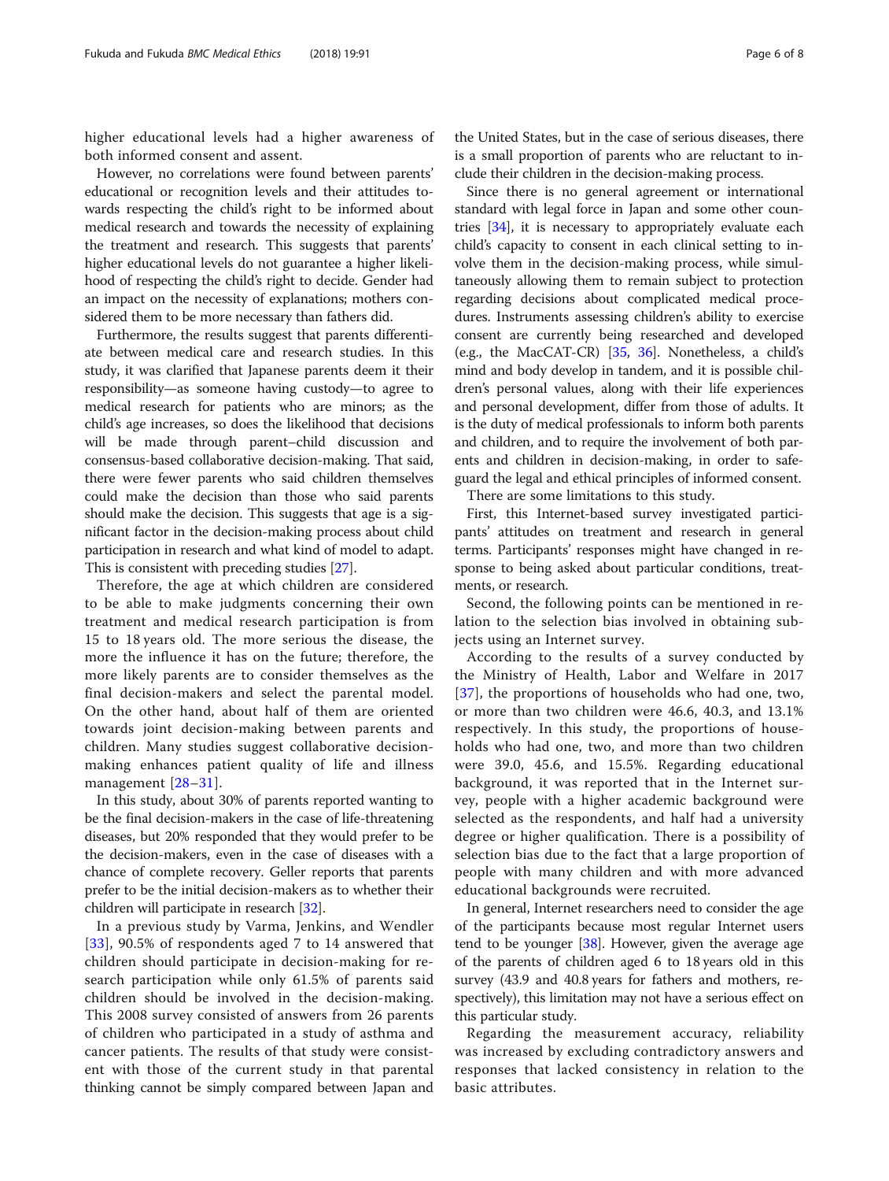higher educational levels had a higher awareness of both informed consent and assent.

However, no correlations were found between parents' educational or recognition levels and their attitudes towards respecting the child's right to be informed about medical research and towards the necessity of explaining the treatment and research. This suggests that parents' higher educational levels do not guarantee a higher likelihood of respecting the child's right to decide. Gender had an impact on the necessity of explanations; mothers considered them to be more necessary than fathers did.

Furthermore, the results suggest that parents differentiate between medical care and research studies. In this study, it was clarified that Japanese parents deem it their responsibility—as someone having custody—to agree to medical research for patients who are minors; as the child's age increases, so does the likelihood that decisions will be made through parent–child discussion and consensus-based collaborative decision-making. That said, there were fewer parents who said children themselves could make the decision than those who said parents should make the decision. This suggests that age is a significant factor in the decision-making process about child participation in research and what kind of model to adapt. This is consistent with preceding studies [27].

Therefore, the age at which children are considered to be able to make judgments concerning their own treatment and medical research participation is from 15 to 18 years old. The more serious the disease, the more the influence it has on the future; therefore, the more likely parents are to consider themselves as the final decision-makers and select the parental model. On the other hand, about half of them are oriented towards joint decision-making between parents and children. Many studies suggest collaborative decision-making enhances patient quality of life and illness management [28–31].

In this study, about 30% of parents reported wanting to be the final decision-makers in the case of life-threatening diseases, but 20% responded that they would prefer to be the decision-makers, even in the case of diseases with a chance of complete recovery. Geller reports that parents prefer to be the initial decision-makers as to whether their children will participate in research [32].

In a previous study by Varma, Jenkins, and Wendler [33], 90.5% of respondents aged 7 to 14 answered that children should participate in decision-making for research participation while only 61.5% of parents said children should be involved in the decision-making. This 2008 survey consisted of answers from 26 parents of children who participated in a study of asthma and cancer patients. The results of that study were consistent with those of the current study in that parental thinking cannot be simply compared between Japan and the United States, but in the case of serious diseases, there is a small proportion of parents who are reluctant to include their children in the decision-making process.

Since there is no general agreement or international standard with legal force in Japan and some other countries [34], it is necessary to appropriately evaluate each child's capacity to consent in each clinical setting to involve them in the decision-making process, while simultaneously allowing them to remain subject to protection regarding decisions about complicated medical procedures. Instruments assessing children's ability to exercise consent are currently being researched and developed (e.g., the MacCAT-CR) [35, 36]. Nonetheless, a child's mind and body develop in tandem, and it is possible children's personal values, along with their life experiences and personal development, differ from those of adults. It is the duty of medical professionals to inform both parents and children, and to require the involvement of both parents and children in decision-making, in order to safeguard the legal and ethical principles of informed consent.

There are some limitations to this study.

First, this Internet-based survey investigated participants' attitudes on treatment and research in general terms. Participants' responses might have changed in response to being asked about particular conditions, treatments, or research.

Second, the following points can be mentioned in relation to the selection bias involved in obtaining subjects using an Internet survey.

According to the results of a survey conducted by the Ministry of Health, Labor and Welfare in 2017 [37], the proportions of households who had one, two, or more than two children were 46.6, 40.3, and 13.1% respectively. In this study, the proportions of households who had one, two, and more than two children were 39.0, 45.6, and 15.5%. Regarding educational background, it was reported that in the Internet survey, people with a higher academic background were selected as the respondents, and half had a university degree or higher qualification. There is a possibility of selection bias due to the fact that a large proportion of people with many children and with more advanced educational backgrounds were recruited.

In general, Internet researchers need to consider the age of the participants because most regular Internet users tend to be younger [38]. However, given the average age of the parents of children aged 6 to 18 years old in this survey (43.9 and 40.8 years for fathers and mothers, respectively), this limitation may not have a serious effect on this particular study.

Regarding the measurement accuracy, reliability was increased by excluding contradictory answers and responses that lacked consistency in relation to the basic attributes.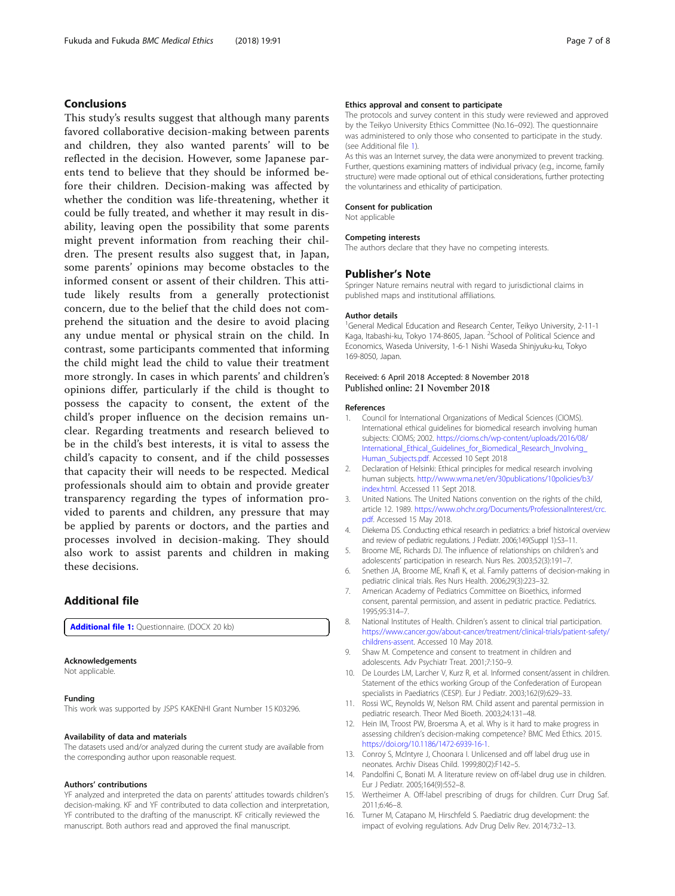## Conclusions

This study's results suggest that although many parents favored collaborative decision-making between parents and children, they also wanted parents' will to be reflected in the decision. However, some Japanese parents tend to believe that they should be informed before their children. Decision-making was affected by whether the condition was life-threatening, whether it could be fully treated, and whether it may result in disability, leaving open the possibility that some parents might prevent information from reaching their children. The present results also suggest that, in Japan, some parents' opinions may become obstacles to the informed consent or assent of their children. This attitude likely results from a generally protectionist concern, due to the belief that the child does not comprehend the situation and the desire to avoid placing any undue mental or physical strain on the child. In contrast, some participants commented that informing the child might lead the child to value their treatment more strongly. In cases in which parents' and children's opinions differ, particularly if the child is thought to possess the capacity to consent, the extent of the child's proper influence on the decision remains unclear. Regarding treatments and research believed to be in the child's best interests, it is vital to assess the child's capacity to consent, and if the child possesses that capacity their will needs to be respected. Medical professionals should aim to obtain and provide greater transparency regarding the types of information provided to parents and children, any pressure that may be applied by parents or doctors, and the parties and processes involved in decision-making. They should also work to assist parents and children in making these decisions.

## Additional file

**Additional file 1:** Questionnaire. (DOCX 20 kb)

#### Acknowledgements
Not applicable.

#### Funding
This work was supported by JSPS KAKENHI Grant Number 15 K03296.

#### Availability of data and materials
The datasets used and/or analyzed during the current study are available from the corresponding author upon reasonable request.

#### Authors' contributions
YF analyzed and interpreted the data on parents' attitudes towards children's decision-making. KF and YF contributed to data collection and interpretation, YF contributed to the drafting of the manuscript. KF critically reviewed the manuscript. Both authors read and approved the final manuscript.

#### Ethics approval and consent to participate
The protocols and survey content in this study were reviewed and approved by the Teikyo University Ethics Committee (No.16–092). The questionnaire was administered to only those who consented to participate in the study. (see Additional file 1).

As this was an Internet survey, the data were anonymized to prevent tracking. Further, questions examining matters of individual privacy (e.g., income, family structure) were made optional out of ethical considerations, further protecting the voluntariness and ethicality of participation.

#### Consent for publication
Not applicable

#### Competing interests
The authors declare that they have no competing interests.

## Publisher's Note

Springer Nature remains neutral with regard to jurisdictional claims in published maps and institutional affiliations.

#### Author details
[1]General Medical Education and Research Center, Teikyo University, 2-11-1 Kaga, Itabashi-ku, Tokyo 174-8605, Japan. [2]School of Political Science and Economics, Waseda University, 1-6-1 Nishi Waseda Shinjyuku-ku, Tokyo 169-8050, Japan.

Received: 6 April 2018 Accepted: 8 November 2018
Published online: 21 November 2018

#### References

1. Council for International Organizations of Medical Sciences (CIOMS). International ethical guidelines for biomedical research involving human subjects: CIOMS; 2002. https://cioms.ch/wp-content/uploads/2016/08/International_Ethical_Guidelines_for_Biomedical_Research_Involving_Human_Subjects.pdf. Accessed 10 Sept 2018
2. Declaration of Helsinki: Ethical principles for medical research involving human subjects. http://www.wma.net/en/30publications/10policies/b3/index.html. Accessed 11 Sept 2018.
3. United Nations. The United Nations convention on the rights of the child, article 12. 1989. https://www.ohchr.org/Documents/ProfessionalInterest/crc.pdf. Accessed 15 May 2018.
4. Diekema DS. Conducting ethical research in pediatrics: a brief historical overview and review of pediatric regulations. J Pediatr. 2006;149(Suppl 1):S3–11.
5. Broome ME, Richards DJ. The influence of relationships on children's and adolescents' participation in research. Nurs Res. 2003;52(3):191–7.
6. Snethen JA, Broome ME, Knafl K, et al. Family patterns of decision-making in pediatric clinical trials. Res Nurs Health. 2006;29(3):223–32.
7. American Academy of Pediatrics Committee on Bioethics, informed consent, parental permission, and assent in pediatric practice. Pediatrics. 1995;95:314–7.
8. National Institutes of Health. Children's assent to clinical trial participation. https://www.cancer.gov/about-cancer/treatment/clinical-trials/patient-safety/childrens-assent. Accessed 10 May 2018.
9. Shaw M. Competence and consent to treatment in children and adolescents. Adv Psychiatr Treat. 2001;7:150–9.
10. De Lourdes LM, Larcher V, Kurz R, et al. Informed consent/assent in children. Statement of the ethics working Group of the Confederation of European specialists in Paediatrics (CESP). Eur J Pediatr. 2003;162(9):629–33.
11. Rossi WC, Reynolds W, Nelson RM. Child assent and parental permission in pediatric research. Theor Med Bioeth. 2003;24:131–48.
12. Hein IM, Troost PW, Broersma A, et al. Why is it hard to make progress in assessing children's decision-making competence? BMC Med Ethics. 2015. https://doi.org/10.1186/1472-6939-16-1.
13. Conroy S, McIntyre J, Choonara I. Unlicensed and off label drug use in neonates. Archiv Diseas Child. 1999;80(2):F142–5.
14. Pandolfini C, Bonati M. A literature review on off-label drug use in children. Eur J Pediatr. 2005;164(9):552–8.
15. Wertheimer A. Off-label prescribing of drugs for children. Curr Drug Saf. 2011;6:46–8.
16. Turner M, Catapano M, Hirschfeld S. Paediatric drug development: the impact of evolving regulations. Adv Drug Deliv Rev. 2014;73:2–13.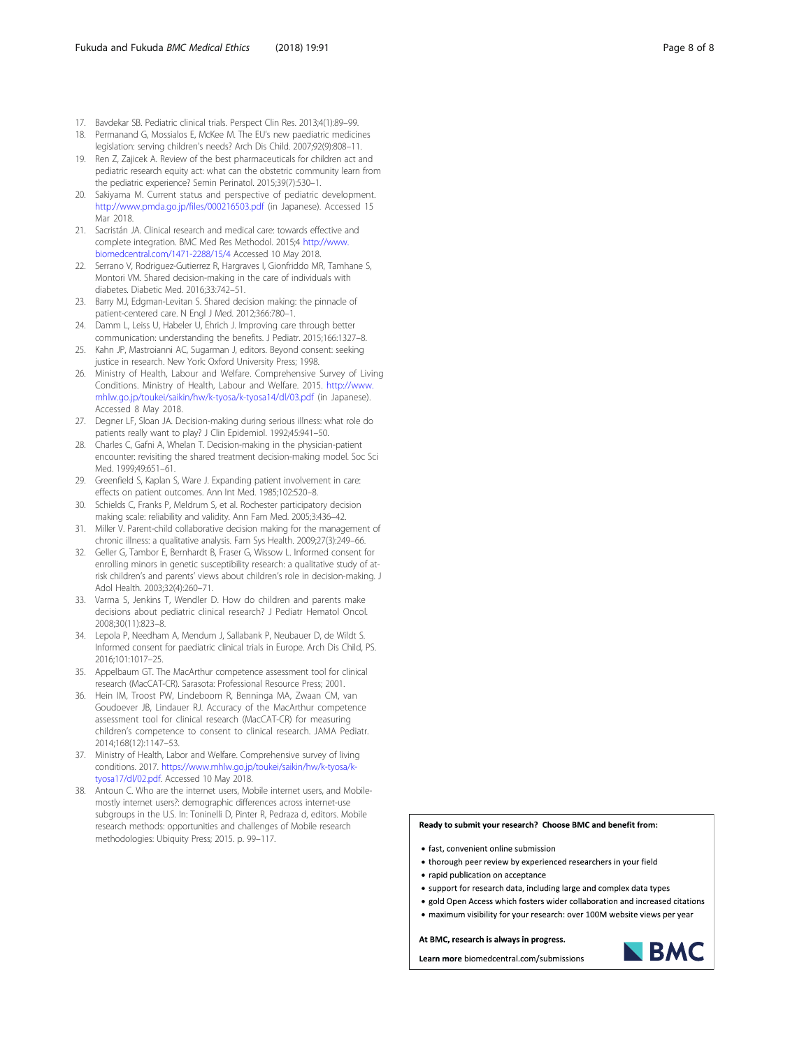17. Bavdekar SB. Pediatric clinical trials. Perspect Clin Res. 2013;4(1):89–99.
18. Permanand G, Mossialos E, McKee M. The EU's new paediatric medicines legislation: serving children's needs? Arch Dis Child. 2007;92(9):808–11.
19. Ren Z, Zajicek A. Review of the best pharmaceuticals for children act and pediatric research equity act: what can the obstetric community learn from the pediatric experience? Semin Perinatol. 2015;39(7):530–1.
20. Sakiyama M. Current status and perspective of pediatric development. http://www.pmda.go.jp/files/000216503.pdf (in Japanese). Accessed 15 Mar 2018.
21. Sacristán JA. Clinical research and medical care: towards effective and complete integration. BMC Med Res Methodol. 2015;4 http://www.biomedcentral.com/1471-2288/15/4 Accessed 10 May 2018.
22. Serrano V, Rodriguez-Gutierrez R, Hargraves I, Gionfriddo MR, Tamhane S, Montori VM. Shared decision-making in the care of individuals with diabetes. Diabetic Med. 2016;33:742–51.
23. Barry MJ, Edgman-Levitan S. Shared decision making: the pinnacle of patient-centered care. N Engl J Med. 2012;366:780–1.
24. Damm L, Leiss U, Habeler U, Ehrich J. Improving care through better communication: understanding the benefits. J Pediatr. 2015;166:1327–8.
25. Kahn JP, Mastroianni AC, Sugarman J, editors. Beyond consent: seeking justice in research. New York: Oxford University Press; 1998.
26. Ministry of Health, Labour and Welfare. Comprehensive Survey of Living Conditions. Ministry of Health, Labour and Welfare. 2015. http://www.mhlw.go.jp/toukei/saikin/hw/k-tyosa/k-tyosa14/dl/03.pdf (in Japanese). Accessed 8 May 2018.
27. Degner LF, Sloan JA. Decision-making during serious illness: what role do patients really want to play? J Clin Epidemiol. 1992;45:941–50.
28. Charles C, Gafni A, Whelan T. Decision-making in the physician-patient encounter: revisiting the shared treatment decision-making model. Soc Sci Med. 1999;49:651–61.
29. Greenfield S, Kaplan S, Ware J. Expanding patient involvement in care: effects on patient outcomes. Ann Int Med. 1985;102:520–8.
30. Schields C, Franks P, Meldrum S, et al. Rochester participatory decision making scale: reliability and validity. Ann Fam Med. 2005;3:436–42.
31. Miller V. Parent-child collaborative decision making for the management of chronic illness: a qualitative analysis. Fam Sys Health. 2009;27(3):249–66.
32. Geller G, Tambor E, Bernhardt B, Fraser G, Wissow L. Informed consent for enrolling minors in genetic susceptibility research: a qualitative study of at-risk children's and parents' views about children's role in decision-making. J Adol Health. 2003;32(4):260–71.
33. Varma S, Jenkins T, Wendler D. How do children and parents make decisions about pediatric clinical research? J Pediatr Hematol Oncol. 2008;30(11):823–8.
34. Lepola P, Needham A, Mendum J, Sallabank P, Neubauer D, de Wildt S. Informed consent for paediatric clinical trials in Europe. Arch Dis Child, PS. 2016;101:1017–25.
35. Appelbaum GT. The MacArthur competence assessment tool for clinical research (MacCAT-CR). Sarasota: Professional Resource Press; 2001.
36. Hein IM, Troost PW, Lindeboom R, Benninga MA, Zwaan CM, van Goudoever JB, Lindauer RJ. Accuracy of the MacArthur competence assessment tool for clinical research (MacCAT-CR) for measuring children's competence to consent to clinical research. JAMA Pediatr. 2014;168(12):1147–53.
37. Ministry of Health, Labor and Welfare. Comprehensive survey of living conditions. 2017. https://www.mhlw.go.jp/toukei/saikin/hw/k-tyosa/k-tyosa17/dl/02.pdf. Accessed 10 May 2018.
38. Antoun C. Who are the internet users, Mobile internet users, and Mobile-mostly internet users?: demographic differences across internet-use subgroups in the U.S. In: Toninelli D, Pinter R, Pedraza d, editors. Mobile research methods: opportunities and challenges of Mobile research methodologies: Ubiquity Press; 2015. p. 99–117.